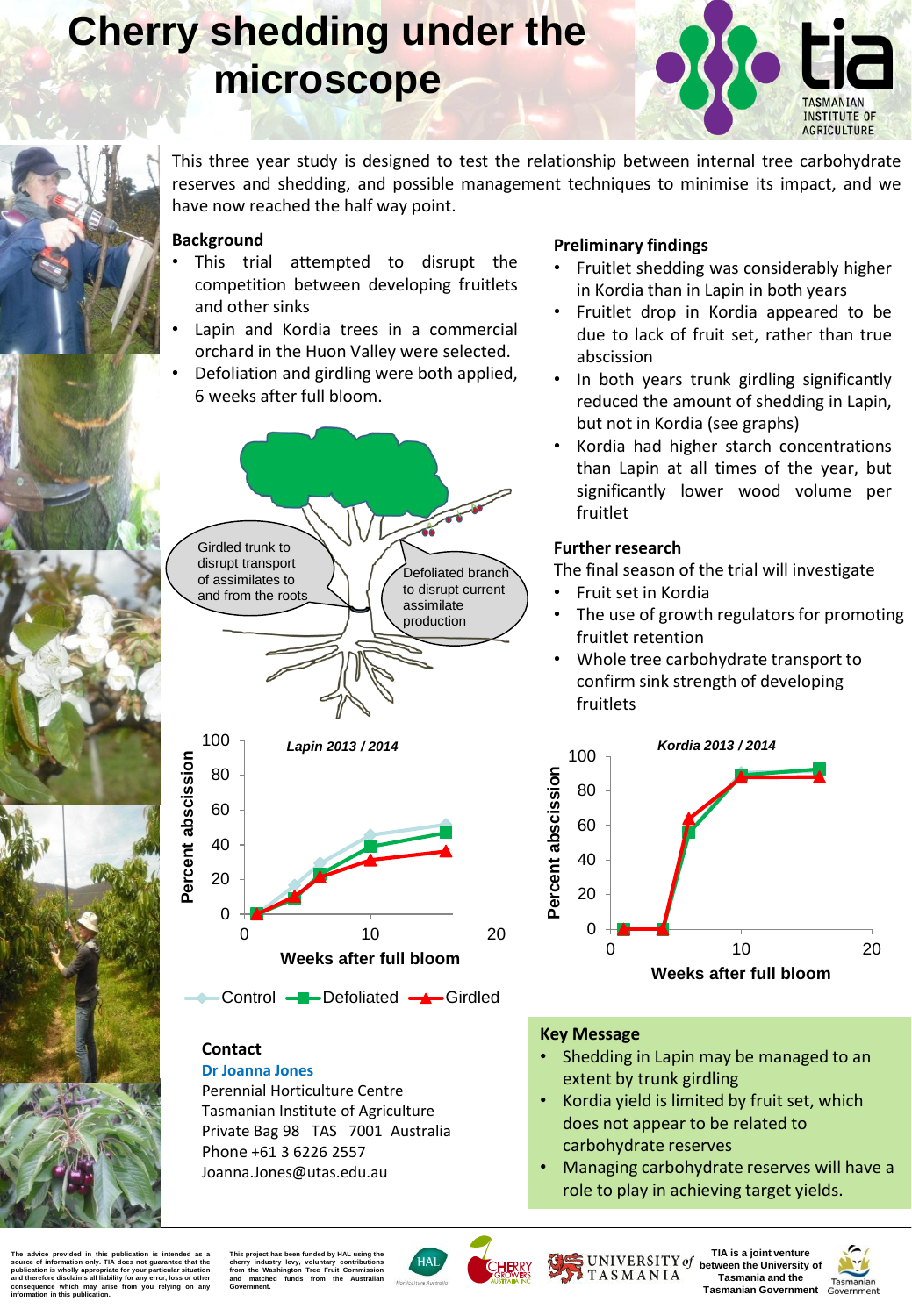# Cherry shedding under the microscope

This three year study is designed to test the relationship between internal tree carbohydrate reserves and shedding, and possible management techniques to minimise its impact, and we have now reached the half way point.

## Background

- This trial attempted to disrupt the competition between developing fruitlets and other sinks
- Lapin and Kordia trees in a commercial orchard in the Huon Valley were selected.
- Defoliation and girdling were both applied, 6 weeks after full bloom.

Girdled trunk to disrupt transport of assimilates to and from the roots

Defoliated branch to disrupt current assimilate production

## Preliminary findings

- Fruitlet shedding was considerably higher in Kordia than in Lapin in both years
- Fruitlet drop in Kordia appeared to be due to lack of fruit set, rather than true abscission
- In both years trunk girdling significantly reduced the amount of shedding in Lapin, but not in Kordia (see graphs)
- Kordia had higher starch concentrations than Lapin at all times of the year, but significantly lower wood volume per fruitlet

## Further research

The final season of the trial will investigate

- Fruit set in Kordia
- The use of growth regulators for promoting fruitlet retention
- Whole tree carbohydrate transport to confirm sink strength of developing fruitlets

*Lapin 2013 / 2014* — Percent abscission vs Weeks after full bloom

*Kordia 2013 / 2014* — Percent abscission vs Weeks after full bloom

Control — Defoliated — Girdled

## Key Message

- Shedding in Lapin may be managed to an extent by trunk girdling
- Kordia yield is limited by fruit set, which does not appear to be related to carbohydrate reserves
- Managing carbohydrate reserves will have a role to play in achieving target yields.

## Contact

**Dr Joanna Jones**
Perennial Horticulture Centre
Tasmanian Institute of Agriculture
Private Bag 98 TAS 7001 Australia
Phone +61 3 6226 2557
Joanna.Jones@utas.edu.au

The advice provided in this publication is intended as a source of information only. TIA does not guarantee that the publication is wholly appropriate for your particular situation and therefore disclaims all liability for any error, loss or other consequence which may arise from you relying on any information in this publication.

This project has been funded by HAL using the cherry industry levy, voluntary contributions from the Washington Tree Fruit Commission and matched funds from the Australian Government.

TIA is a joint venture between the University of Tasmania and the Tasmanian Government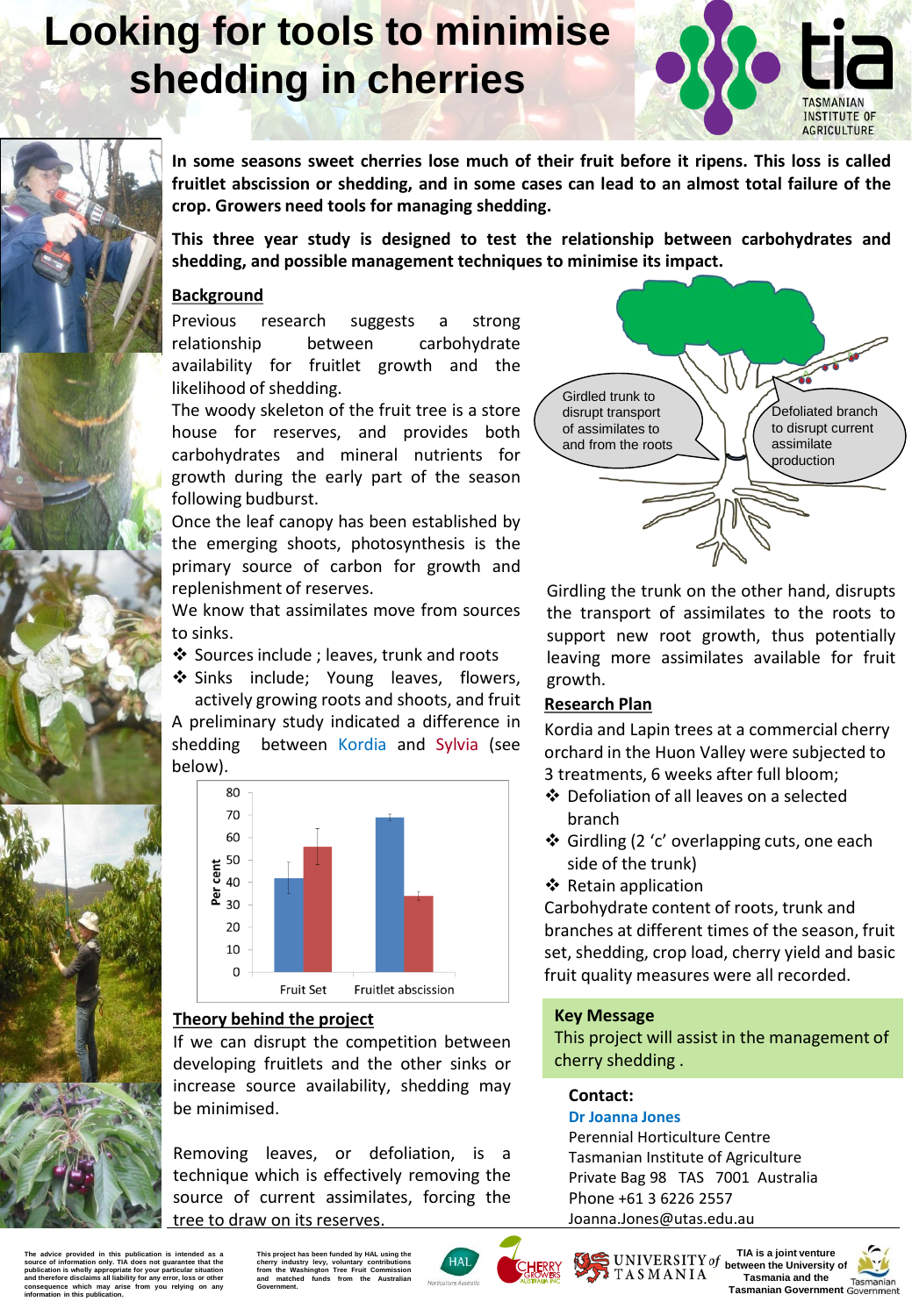# Looking for tools to minimise shedding in cherries

TASMANIAN INSTITUTE OF AGRICULTURE

**In some seasons sweet cherries lose much of their fruit before it ripens. This loss is called fruitlet abscission or shedding, and in some cases can lead to an almost total failure of the crop. Growers need tools for managing shedding.**

**This three year study is designed to test the relationship between carbohydrates and shedding, and possible management techniques to minimise its impact.**

## Background

Previous research suggests a strong relationship between carbohydrate availability for fruitlet growth and the likelihood of shedding.

The woody skeleton of the fruit tree is a store house for reserves, and provides both carbohydrates and mineral nutrients for growth during the early part of the season following budburst.

Once the leaf canopy has been established by the emerging shoots, photosynthesis is the primary source of carbon for growth and replenishment of reserves.

We know that assimilates move from sources to sinks.

- Sources include ; leaves, trunk and roots
- Sinks include; Young leaves, flowers, actively growing roots and shoots, and fruit

A preliminary study indicated a difference in shedding between Kordia and Sylvia (see below).

Per cent
80
70
60
50
40
30
20
10
0
Fruit Set
Fruitlet abscission

## Theory behind the project

If we can disrupt the competition between developing fruitlets and the other sinks or increase source availability, shedding may be minimised.

Removing leaves, or defoliation, is a technique which is effectively removing the source of current assimilates, forcing the tree to draw on its reserves.

Girdled trunk to disrupt transport of assimilates to and from the roots

Defoliated branch to disrupt current assimilate production

Girdling the trunk on the other hand, disrupts the transport of assimilates to the roots to support new root growth, thus potentially leaving more assimilates available for fruit growth.

## Research Plan

Kordia and Lapin trees at a commercial cherry orchard in the Huon Valley were subjected to 3 treatments, 6 weeks after full bloom;

- Defoliation of all leaves on a selected branch
- Girdling (2 'c' overlapping cuts, one each side of the trunk)
- Retain application

Carbohydrate content of roots, trunk and branches at different times of the season, fruit set, shedding, crop load, cherry yield and basic fruit quality measures were all recorded.

**Key Message**

This project will assist in the management of cherry shedding .

**Contact:**

**Dr Joanna Jones**
Perennial Horticulture Centre
Tasmanian Institute of Agriculture
Private Bag 98 TAS 7001 Australia
Phone +61 3 6226 2557
Joanna.Jones@utas.edu.au

The advice provided in this publication is intended as a source of information only. TIA does not guarantee that the publication is wholly appropriate for your particular situation and therefore disclaims all liability for any error, loss or other consequence which may arise from you relying on any information in this publication.

This project has been funded by HAL using the cherry industry levy, voluntary contributions from the Washington Tree Fruit Commission and matched funds from the Australian Government.

TIA is a joint venture between the University of Tasmania and the Tasmanian Government